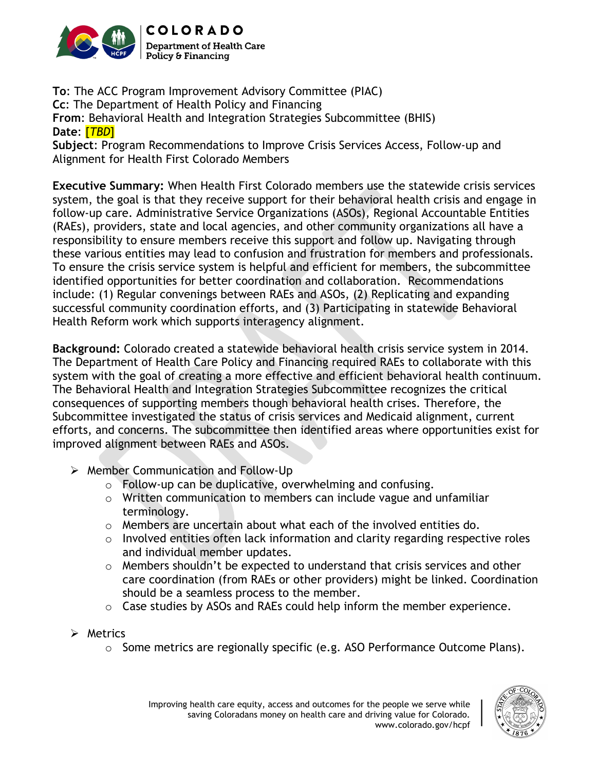**To**: The ACC Program Improvement Advisory Committee (PIAC)
**Cc**: The Department of Health Policy and Financing
**From**: Behavioral Health and Integration Strategies Subcommittee (BHIS)
**Date**: *[TBD]*
**Subject**: Program Recommendations to Improve Crisis Services Access, Follow-up and Alignment for Health First Colorado Members

**Executive Summary:** When Health First Colorado members use the statewide crisis services system, the goal is that they receive support for their behavioral health crisis and engage in follow-up care. Administrative Service Organizations (ASOs), Regional Accountable Entities (RAEs), providers, state and local agencies, and other community organizations all have a responsibility to ensure members receive this support and follow up. Navigating through these various entities may lead to confusion and frustration for members and professionals. To ensure the crisis service system is helpful and efficient for members, the subcommittee identified opportunities for better coordination and collaboration. Recommendations include: (1) Regular convenings between RAEs and ASOs, (2) Replicating and expanding successful community coordination efforts, and (3) Participating in statewide Behavioral Health Reform work which supports interagency alignment.

**Background:** Colorado created a statewide behavioral health crisis service system in 2014. The Department of Health Care Policy and Financing required RAEs to collaborate with this system with the goal of creating a more effective and efficient behavioral health continuum. The Behavioral Health and Integration Strategies Subcommittee recognizes the critical consequences of supporting members though behavioral health crises. Therefore, the Subcommittee investigated the status of crisis services and Medicaid alignment, current efforts, and concerns. The subcommittee then identified areas where opportunities exist for improved alignment between RAEs and ASOs.

- Member Communication and Follow-Up
  - Follow-up can be duplicative, overwhelming and confusing.
  - Written communication to members can include vague and unfamiliar terminology.
  - Members are uncertain about what each of the involved entities do.
  - Involved entities often lack information and clarity regarding respective roles and individual member updates.
  - Members shouldn't be expected to understand that crisis services and other care coordination (from RAEs or other providers) might be linked. Coordination should be a seamless process to the member.
  - Case studies by ASOs and RAEs could help inform the member experience.

- Metrics
  - Some metrics are regionally specific (e.g. ASO Performance Outcome Plans).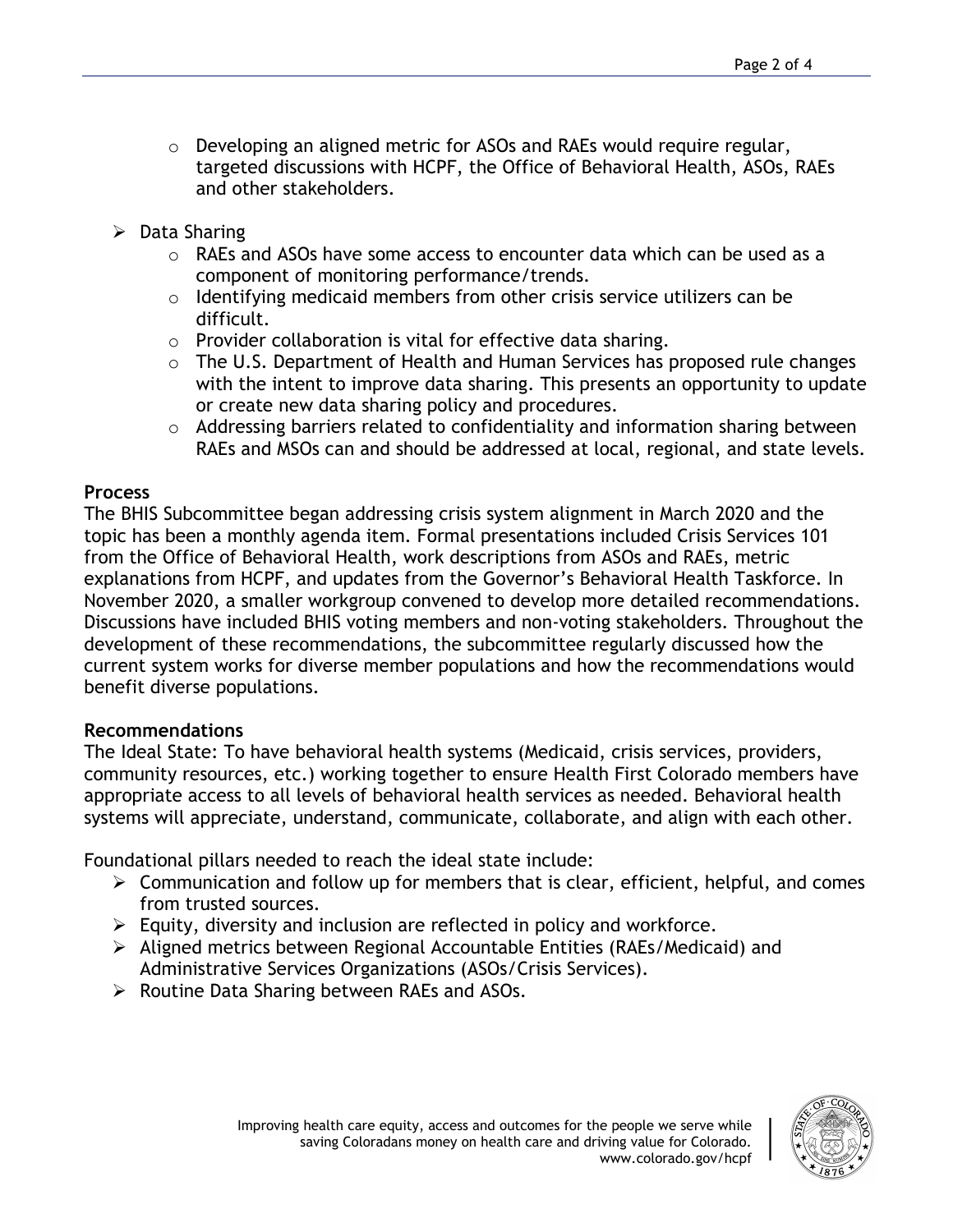- Developing an aligned metric for ASOs and RAEs would require regular, targeted discussions with HCPF, the Office of Behavioral Health, ASOs, RAEs and other stakeholders.

- Data Sharing
  - RAEs and ASOs have some access to encounter data which can be used as a component of monitoring performance/trends.
  - Identifying medicaid members from other crisis service utilizers can be difficult.
  - Provider collaboration is vital for effective data sharing.
  - The U.S. Department of Health and Human Services has proposed rule changes with the intent to improve data sharing. This presents an opportunity to update or create new data sharing policy and procedures.
  - Addressing barriers related to confidentiality and information sharing between RAEs and MSOs can and should be addressed at local, regional, and state levels.

**Process**

The BHIS Subcommittee began addressing crisis system alignment in March 2020 and the topic has been a monthly agenda item. Formal presentations included Crisis Services 101 from the Office of Behavioral Health, work descriptions from ASOs and RAEs, metric explanations from HCPF, and updates from the Governor's Behavioral Health Taskforce. In November 2020, a smaller workgroup convened to develop more detailed recommendations. Discussions have included BHIS voting members and non-voting stakeholders. Throughout the development of these recommendations, the subcommittee regularly discussed how the current system works for diverse member populations and how the recommendations would benefit diverse populations.

**Recommendations**

The Ideal State: To have behavioral health systems (Medicaid, crisis services, providers, community resources, etc.) working together to ensure Health First Colorado members have appropriate access to all levels of behavioral health services as needed. Behavioral health systems will appreciate, understand, communicate, collaborate, and align with each other.

Foundational pillars needed to reach the ideal state include:

- Communication and follow up for members that is clear, efficient, helpful, and comes from trusted sources.
- Equity, diversity and inclusion are reflected in policy and workforce.
- Aligned metrics between Regional Accountable Entities (RAEs/Medicaid) and Administrative Services Organizations (ASOs/Crisis Services).
- Routine Data Sharing between RAEs and ASOs.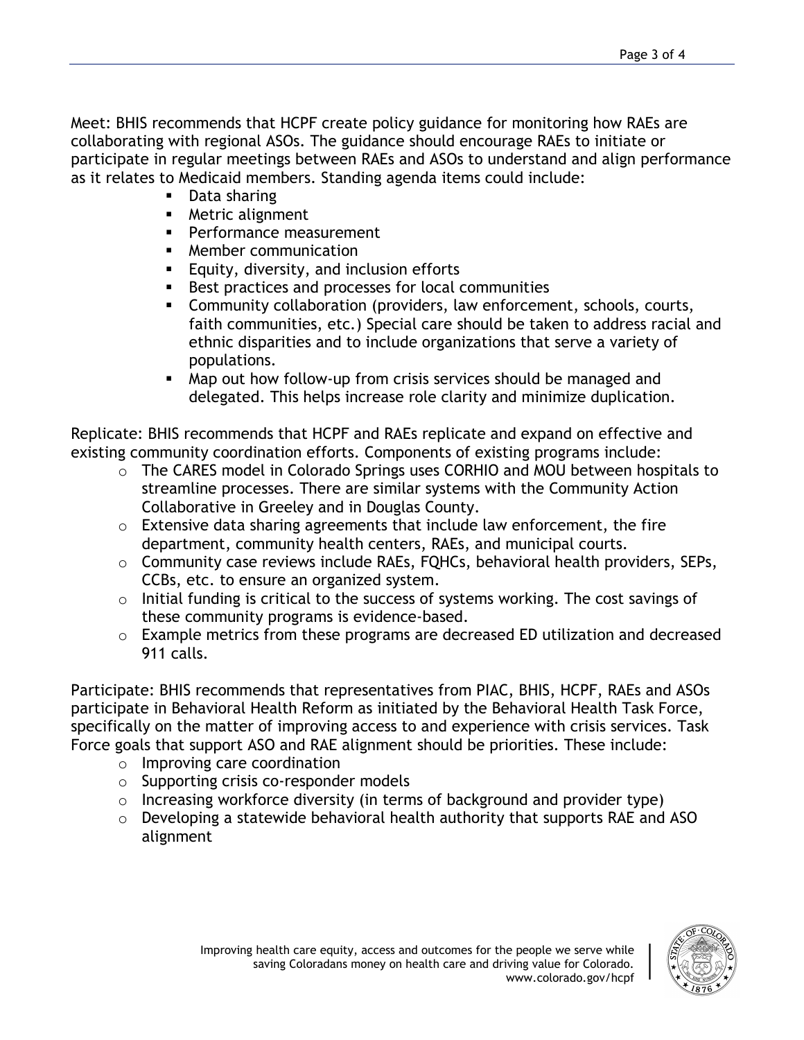Meet: BHIS recommends that HCPF create policy guidance for monitoring how RAEs are collaborating with regional ASOs. The guidance should encourage RAEs to initiate or participate in regular meetings between RAEs and ASOs to understand and align performance as it relates to Medicaid members. Standing agenda items could include:

- Data sharing
- Metric alignment
- Performance measurement
- Member communication
- Equity, diversity, and inclusion efforts
- Best practices and processes for local communities
- Community collaboration (providers, law enforcement, schools, courts, faith communities, etc.) Special care should be taken to address racial and ethnic disparities and to include organizations that serve a variety of populations.
- Map out how follow-up from crisis services should be managed and delegated. This helps increase role clarity and minimize duplication.

Replicate: BHIS recommends that HCPF and RAEs replicate and expand on effective and existing community coordination efforts. Components of existing programs include:

- The CARES model in Colorado Springs uses CORHIO and MOU between hospitals to streamline processes. There are similar systems with the Community Action Collaborative in Greeley and in Douglas County.
- Extensive data sharing agreements that include law enforcement, the fire department, community health centers, RAEs, and municipal courts.
- Community case reviews include RAEs, FQHCs, behavioral health providers, SEPs, CCBs, etc. to ensure an organized system.
- Initial funding is critical to the success of systems working. The cost savings of these community programs is evidence-based.
- Example metrics from these programs are decreased ED utilization and decreased 911 calls.

Participate: BHIS recommends that representatives from PIAC, BHIS, HCPF, RAEs and ASOs participate in Behavioral Health Reform as initiated by the Behavioral Health Task Force, specifically on the matter of improving access to and experience with crisis services. Task Force goals that support ASO and RAE alignment should be priorities. These include:

- Improving care coordination
- Supporting crisis co-responder models
- Increasing workforce diversity (in terms of background and provider type)
- Developing a statewide behavioral health authority that supports RAE and ASO alignment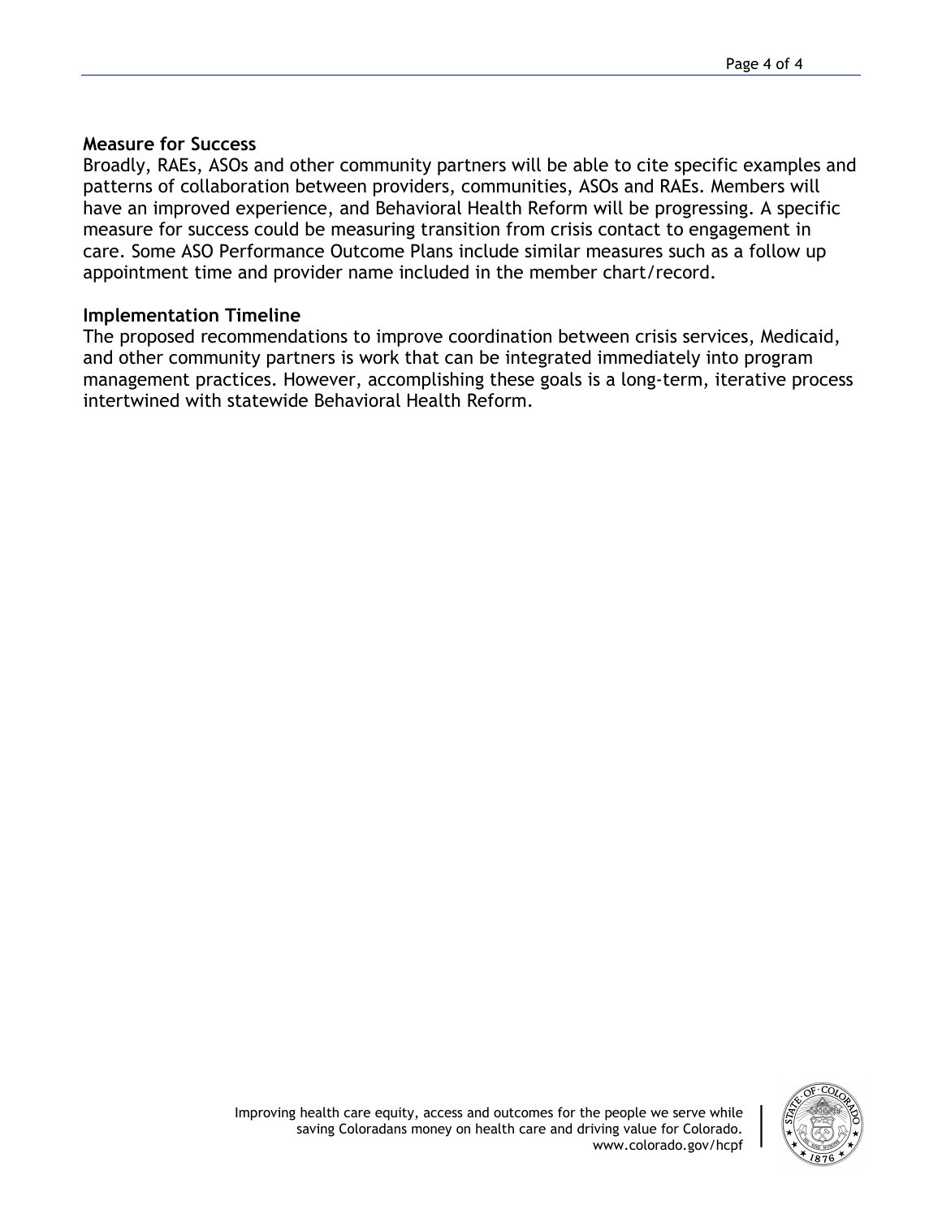### Measure for Success

Broadly, RAEs, ASOs and other community partners will be able to cite specific examples and patterns of collaboration between providers, communities, ASOs and RAEs. Members will have an improved experience, and Behavioral Health Reform will be progressing. A specific measure for success could be measuring transition from crisis contact to engagement in care. Some ASO Performance Outcome Plans include similar measures such as a follow up appointment time and provider name included in the member chart/record.

### Implementation Timeline

The proposed recommendations to improve coordination between crisis services, Medicaid, and other community partners is work that can be integrated immediately into program management practices. However, accomplishing these goals is a long-term, iterative process intertwined with statewide Behavioral Health Reform.